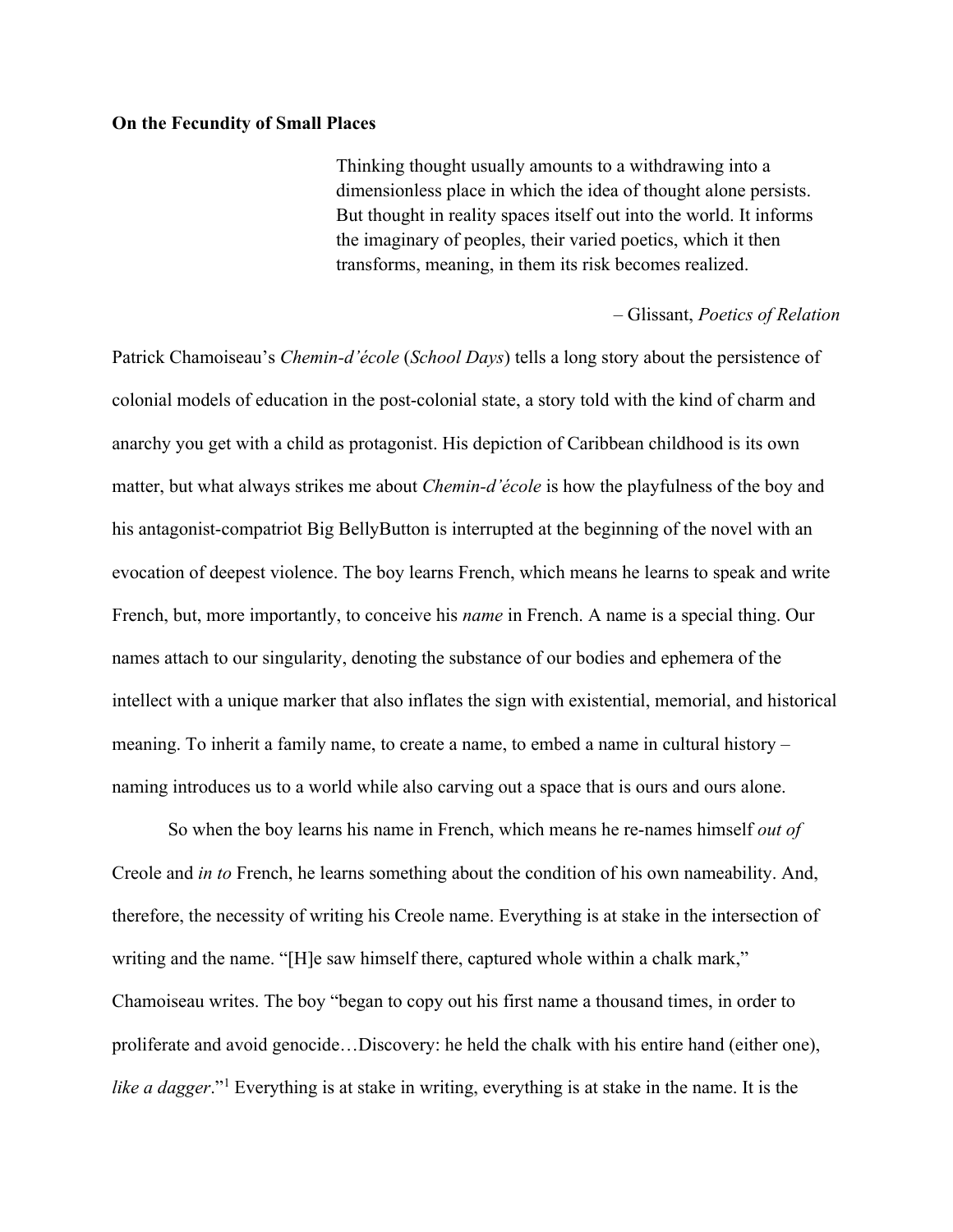**On the Fecundity of Small Places**

> Thinking thought usually amounts to a withdrawing into a dimensionless place in which the idea of thought alone persists. But thought in reality spaces itself out into the world. It informs the imaginary of peoples, their varied poetics, which it then transforms, meaning, in them its risk becomes realized.
>
> – Glissant, *Poetics of Relation*

Patrick Chamoiseau's *Chemin-d'école* (*School Days*) tells a long story about the persistence of colonial models of education in the post-colonial state, a story told with the kind of charm and anarchy you get with a child as protagonist. His depiction of Caribbean childhood is its own matter, but what always strikes me about *Chemin-d'école* is how the playfulness of the boy and his antagonist-compatriot Big BellyButton is interrupted at the beginning of the novel with an evocation of deepest violence. The boy learns French, which means he learns to speak and write French, but, more importantly, to conceive his *name* in French. A name is a special thing. Our names attach to our singularity, denoting the substance of our bodies and ephemera of the intellect with a unique marker that also inflates the sign with existential, memorial, and historical meaning. To inherit a family name, to create a name, to embed a name in cultural history – naming introduces us to a world while also carving out a space that is ours and ours alone.

So when the boy learns his name in French, which means he re-names himself *out of* Creole and *in to* French, he learns something about the condition of his own nameability. And, therefore, the necessity of writing his Creole name. Everything is at stake in the intersection of writing and the name. "[H]e saw himself there, captured whole within a chalk mark," Chamoiseau writes. The boy "began to copy out his first name a thousand times, in order to proliferate and avoid genocide…Discovery: he held the chalk with his entire hand (either one), *like a dagger*."[1] Everything is at stake in writing, everything is at stake in the name. It is the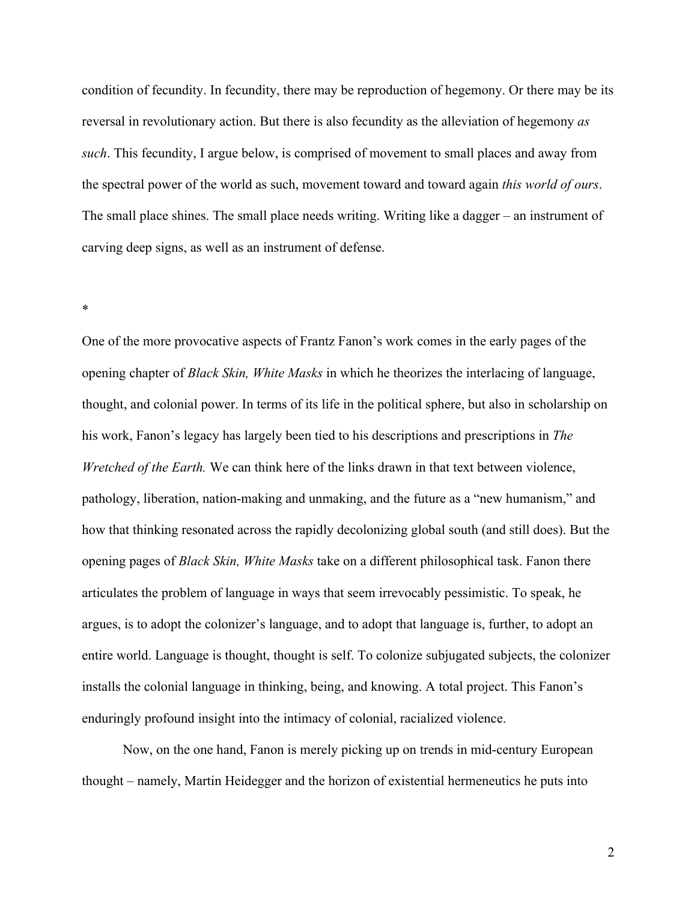condition of fecundity. In fecundity, there may be reproduction of hegemony. Or there may be its reversal in revolutionary action. But there is also fecundity as the alleviation of hegemony *as such*. This fecundity, I argue below, is comprised of movement to small places and away from the spectral power of the world as such, movement toward and toward again *this world of ours*. The small place shines. The small place needs writing. Writing like a dagger – an instrument of carving deep signs, as well as an instrument of defense.

*

One of the more provocative aspects of Frantz Fanon's work comes in the early pages of the opening chapter of *Black Skin, White Masks* in which he theorizes the interlacing of language, thought, and colonial power. In terms of its life in the political sphere, but also in scholarship on his work, Fanon's legacy has largely been tied to his descriptions and prescriptions in *The Wretched of the Earth.* We can think here of the links drawn in that text between violence, pathology, liberation, nation-making and unmaking, and the future as a "new humanism," and how that thinking resonated across the rapidly decolonizing global south (and still does). But the opening pages of *Black Skin, White Masks* take on a different philosophical task. Fanon there articulates the problem of language in ways that seem irrevocably pessimistic. To speak, he argues, is to adopt the colonizer's language, and to adopt that language is, further, to adopt an entire world. Language is thought, thought is self. To colonize subjugated subjects, the colonizer installs the colonial language in thinking, being, and knowing. A total project. This Fanon's enduringly profound insight into the intimacy of colonial, racialized violence.

Now, on the one hand, Fanon is merely picking up on trends in mid-century European thought – namely, Martin Heidegger and the horizon of existential hermeneutics he puts into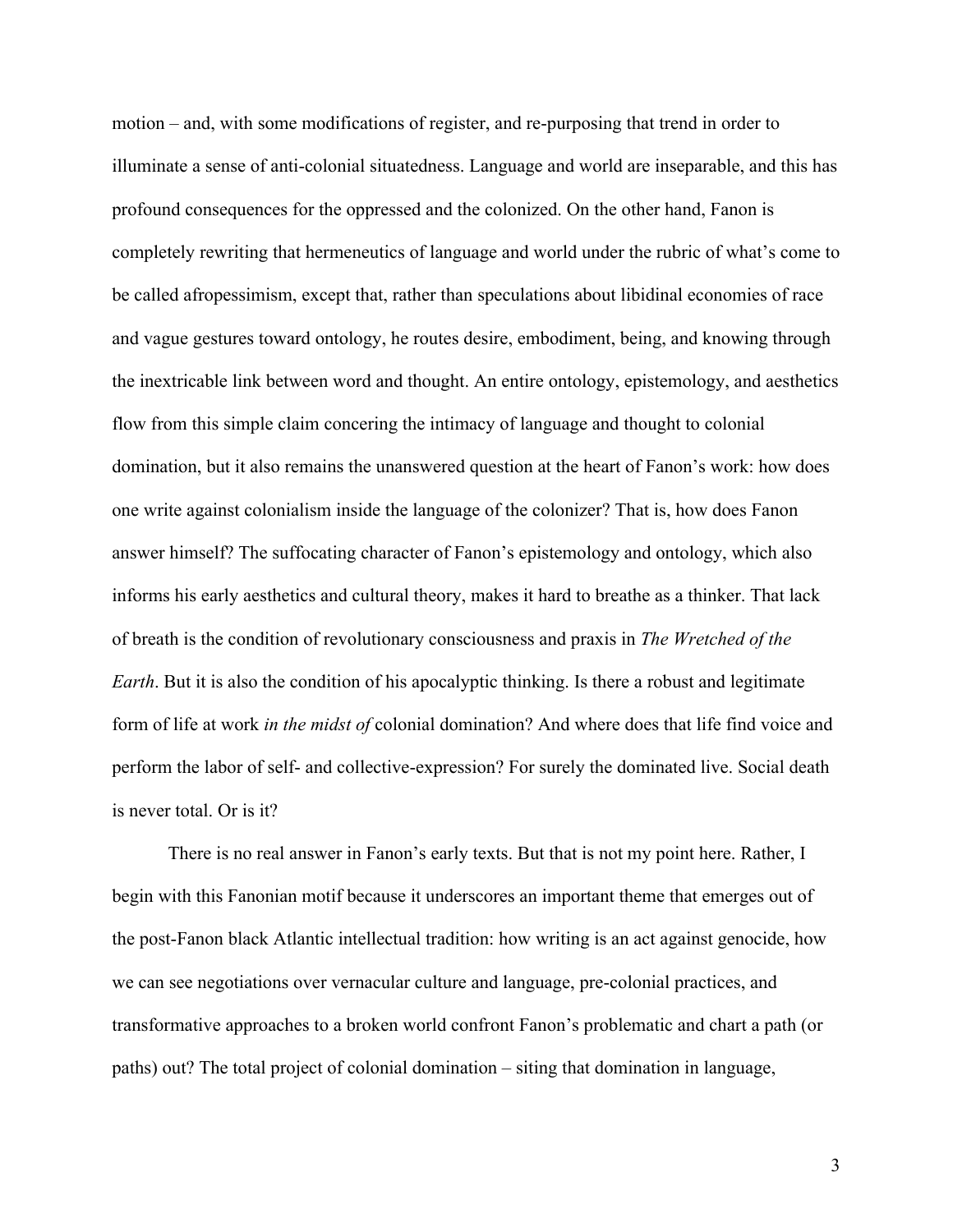motion – and, with some modifications of register, and re-purposing that trend in order to illuminate a sense of anti-colonial situatedness. Language and world are inseparable, and this has profound consequences for the oppressed and the colonized. On the other hand, Fanon is completely rewriting that hermeneutics of language and world under the rubric of what's come to be called afropessimism, except that, rather than speculations about libidinal economies of race and vague gestures toward ontology, he routes desire, embodiment, being, and knowing through the inextricable link between word and thought. An entire ontology, epistemology, and aesthetics flow from this simple claim concering the intimacy of language and thought to colonial domination, but it also remains the unanswered question at the heart of Fanon's work: how does one write against colonialism inside the language of the colonizer? That is, how does Fanon answer himself? The suffocating character of Fanon's epistemology and ontology, which also informs his early aesthetics and cultural theory, makes it hard to breathe as a thinker. That lack of breath is the condition of revolutionary consciousness and praxis in *The Wretched of the Earth*. But it is also the condition of his apocalyptic thinking. Is there a robust and legitimate form of life at work *in the midst of* colonial domination? And where does that life find voice and perform the labor of self- and collective-expression? For surely the dominated live. Social death is never total. Or is it?

There is no real answer in Fanon's early texts. But that is not my point here. Rather, I begin with this Fanonian motif because it underscores an important theme that emerges out of the post-Fanon black Atlantic intellectual tradition: how writing is an act against genocide, how we can see negotiations over vernacular culture and language, pre-colonial practices, and transformative approaches to a broken world confront Fanon's problematic and chart a path (or paths) out? The total project of colonial domination – siting that domination in language,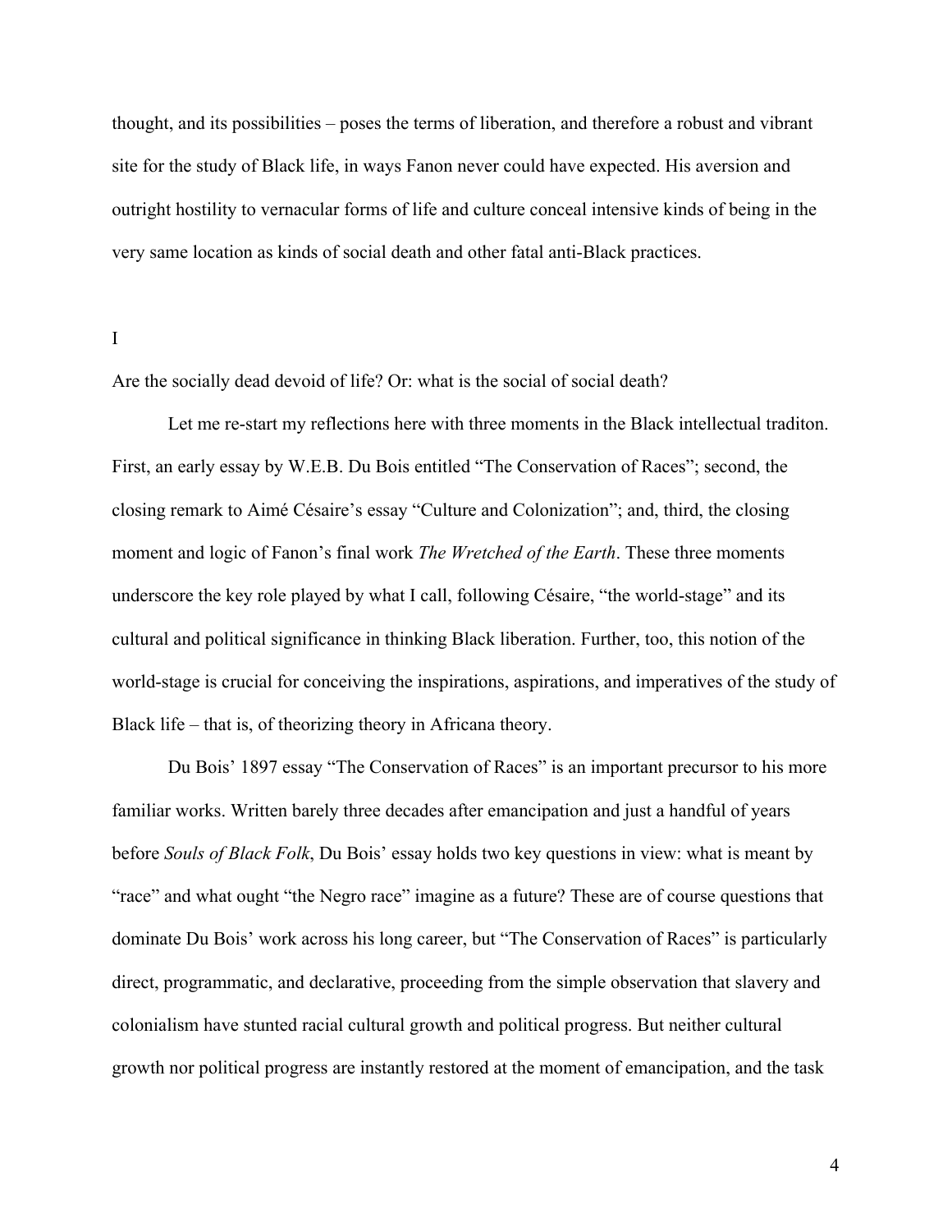thought, and its possibilities – poses the terms of liberation, and therefore a robust and vibrant site for the study of Black life, in ways Fanon never could have expected. His aversion and outright hostility to vernacular forms of life and culture conceal intensive kinds of being in the very same location as kinds of social death and other fatal anti-Black practices.

## I

Are the socially dead devoid of life? Or: what is the social of social death?

Let me re-start my reflections here with three moments in the Black intellectual traditon. First, an early essay by W.E.B. Du Bois entitled "The Conservation of Races"; second, the closing remark to Aimé Césaire's essay "Culture and Colonization"; and, third, the closing moment and logic of Fanon's final work *The Wretched of the Earth*. These three moments underscore the key role played by what I call, following Césaire, "the world-stage" and its cultural and political significance in thinking Black liberation. Further, too, this notion of the world-stage is crucial for conceiving the inspirations, aspirations, and imperatives of the study of Black life – that is, of theorizing theory in Africana theory.

Du Bois' 1897 essay "The Conservation of Races" is an important precursor to his more familiar works. Written barely three decades after emancipation and just a handful of years before *Souls of Black Folk*, Du Bois' essay holds two key questions in view: what is meant by "race" and what ought "the Negro race" imagine as a future? These are of course questions that dominate Du Bois' work across his long career, but "The Conservation of Races" is particularly direct, programmatic, and declarative, proceeding from the simple observation that slavery and colonialism have stunted racial cultural growth and political progress. But neither cultural growth nor political progress are instantly restored at the moment of emancipation, and the task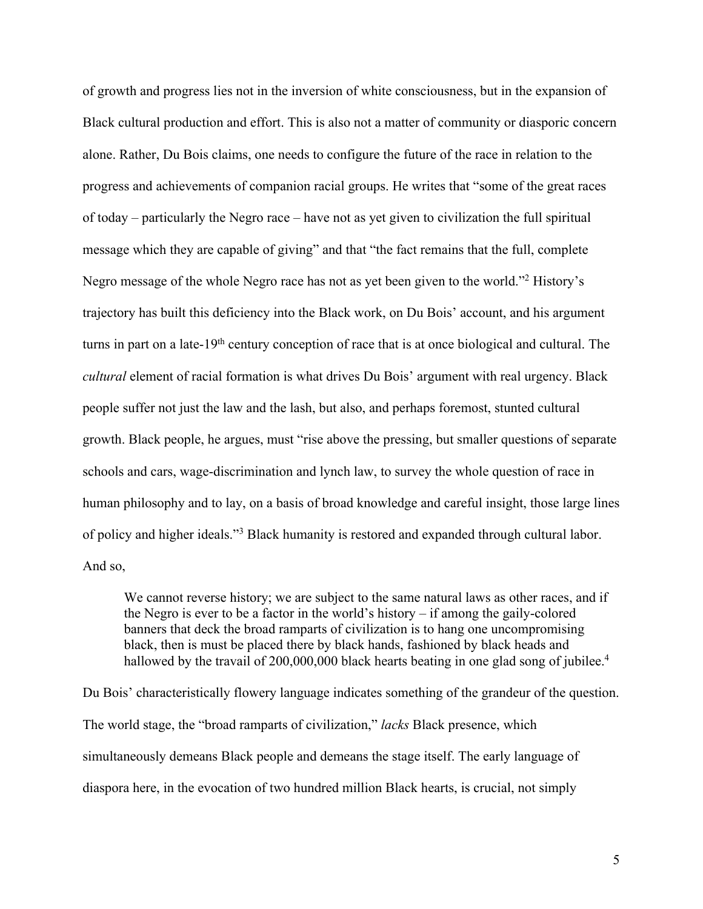of growth and progress lies not in the inversion of white consciousness, but in the expansion of Black cultural production and effort. This is also not a matter of community or diasporic concern alone. Rather, Du Bois claims, one needs to configure the future of the race in relation to the progress and achievements of companion racial groups. He writes that "some of the great races of today – particularly the Negro race – have not as yet given to civilization the full spiritual message which they are capable of giving" and that "the fact remains that the full, complete Negro message of the whole Negro race has not as yet been given to the world."[2] History's trajectory has built this deficiency into the Black work, on Du Bois' account, and his argument turns in part on a late-19th century conception of race that is at once biological and cultural. The *cultural* element of racial formation is what drives Du Bois' argument with real urgency. Black people suffer not just the law and the lash, but also, and perhaps foremost, stunted cultural growth. Black people, he argues, must "rise above the pressing, but smaller questions of separate schools and cars, wage-discrimination and lynch law, to survey the whole question of race in human philosophy and to lay, on a basis of broad knowledge and careful insight, those large lines of policy and higher ideals."[3] Black humanity is restored and expanded through cultural labor. And so,

> We cannot reverse history; we are subject to the same natural laws as other races, and if the Negro is ever to be a factor in the world's history – if among the gaily-colored banners that deck the broad ramparts of civilization is to hang one uncompromising black, then is must be placed there by black hands, fashioned by black heads and hallowed by the travail of 200,000,000 black hearts beating in one glad song of jubilee.[4]

Du Bois' characteristically flowery language indicates something of the grandeur of the question. The world stage, the "broad ramparts of civilization," *lacks* Black presence, which simultaneously demeans Black people and demeans the stage itself. The early language of diaspora here, in the evocation of two hundred million Black hearts, is crucial, not simply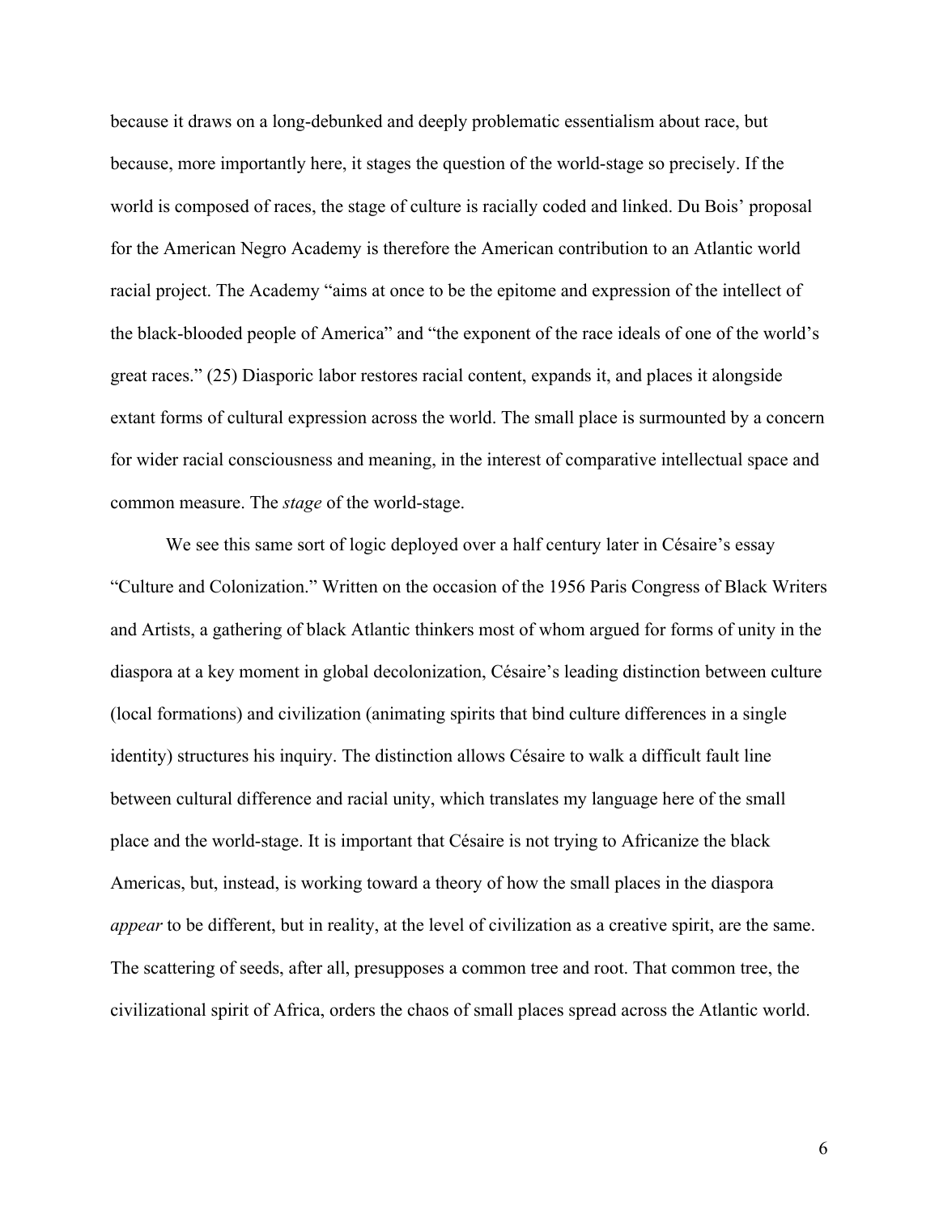because it draws on a long-debunked and deeply problematic essentialism about race, but because, more importantly here, it stages the question of the world-stage so precisely. If the world is composed of races, the stage of culture is racially coded and linked. Du Bois' proposal for the American Negro Academy is therefore the American contribution to an Atlantic world racial project. The Academy "aims at once to be the epitome and expression of the intellect of the black-blooded people of America" and "the exponent of the race ideals of one of the world's great races." (25) Diasporic labor restores racial content, expands it, and places it alongside extant forms of cultural expression across the world. The small place is surmounted by a concern for wider racial consciousness and meaning, in the interest of comparative intellectual space and common measure. The *stage* of the world-stage.

We see this same sort of logic deployed over a half century later in Césaire's essay "Culture and Colonization." Written on the occasion of the 1956 Paris Congress of Black Writers and Artists, a gathering of black Atlantic thinkers most of whom argued for forms of unity in the diaspora at a key moment in global decolonization, Césaire's leading distinction between culture (local formations) and civilization (animating spirits that bind culture differences in a single identity) structures his inquiry. The distinction allows Césaire to walk a difficult fault line between cultural difference and racial unity, which translates my language here of the small place and the world-stage. It is important that Césaire is not trying to Africanize the black Americas, but, instead, is working toward a theory of how the small places in the diaspora *appear* to be different, but in reality, at the level of civilization as a creative spirit, are the same. The scattering of seeds, after all, presupposes a common tree and root. That common tree, the civilizational spirit of Africa, orders the chaos of small places spread across the Atlantic world.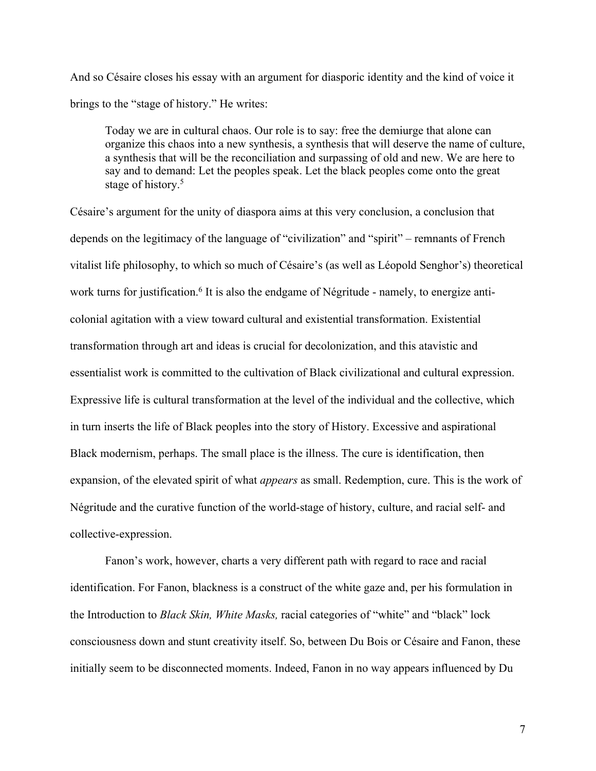And so Césaire closes his essay with an argument for diasporic identity and the kind of voice it brings to the "stage of history." He writes:

> Today we are in cultural chaos. Our role is to say: free the demiurge that alone can organize this chaos into a new synthesis, a synthesis that will deserve the name of culture, a synthesis that will be the reconciliation and surpassing of old and new. We are here to say and to demand: Let the peoples speak. Let the black peoples come onto the great stage of history.[5]

Césaire's argument for the unity of diaspora aims at this very conclusion, a conclusion that depends on the legitimacy of the language of "civilization" and "spirit" – remnants of French vitalist life philosophy, to which so much of Césaire's (as well as Léopold Senghor's) theoretical work turns for justification.[6] It is also the endgame of Négritude - namely, to energize anti-colonial agitation with a view toward cultural and existential transformation. Existential transformation through art and ideas is crucial for decolonization, and this atavistic and essentialist work is committed to the cultivation of Black civilizational and cultural expression. Expressive life is cultural transformation at the level of the individual and the collective, which in turn inserts the life of Black peoples into the story of History. Excessive and aspirational Black modernism, perhaps. The small place is the illness. The cure is identification, then expansion, of the elevated spirit of what *appears* as small. Redemption, cure. This is the work of Négritude and the curative function of the world-stage of history, culture, and racial self- and collective-expression.

Fanon's work, however, charts a very different path with regard to race and racial identification. For Fanon, blackness is a construct of the white gaze and, per his formulation in the Introduction to *Black Skin, White Masks,* racial categories of "white" and "black" lock consciousness down and stunt creativity itself. So, between Du Bois or Césaire and Fanon, these initially seem to be disconnected moments. Indeed, Fanon in no way appears influenced by Du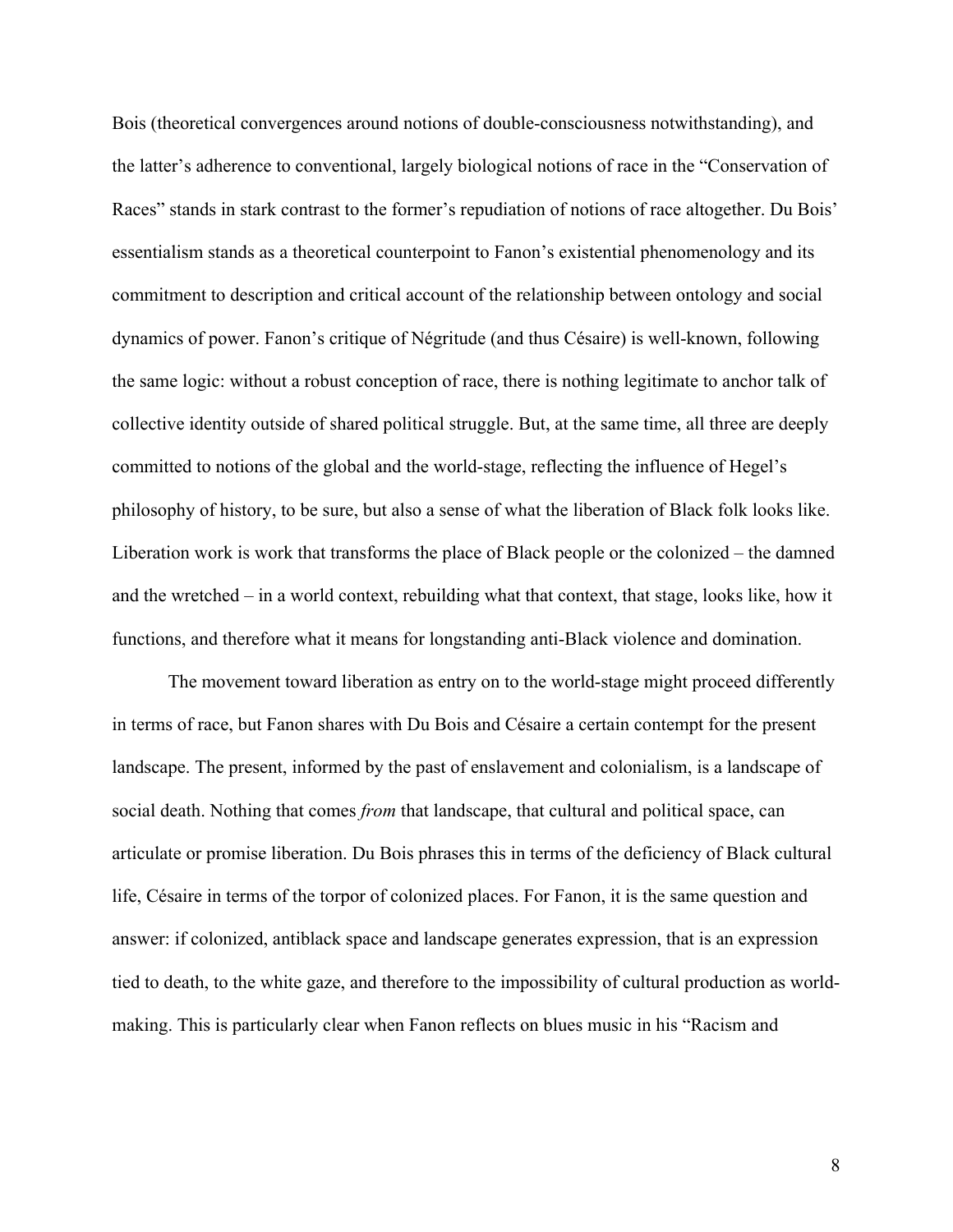Bois (theoretical convergences around notions of double-consciousness notwithstanding), and the latter's adherence to conventional, largely biological notions of race in the "Conservation of Races" stands in stark contrast to the former's repudiation of notions of race altogether. Du Bois' essentialism stands as a theoretical counterpoint to Fanon's existential phenomenology and its commitment to description and critical account of the relationship between ontology and social dynamics of power. Fanon's critique of Négritude (and thus Césaire) is well-known, following the same logic: without a robust conception of race, there is nothing legitimate to anchor talk of collective identity outside of shared political struggle. But, at the same time, all three are deeply committed to notions of the global and the world-stage, reflecting the influence of Hegel's philosophy of history, to be sure, but also a sense of what the liberation of Black folk looks like. Liberation work is work that transforms the place of Black people or the colonized – the damned and the wretched – in a world context, rebuilding what that context, that stage, looks like, how it functions, and therefore what it means for longstanding anti-Black violence and domination.

The movement toward liberation as entry on to the world-stage might proceed differently in terms of race, but Fanon shares with Du Bois and Césaire a certain contempt for the present landscape. The present, informed by the past of enslavement and colonialism, is a landscape of social death. Nothing that comes *from* that landscape, that cultural and political space, can articulate or promise liberation. Du Bois phrases this in terms of the deficiency of Black cultural life, Césaire in terms of the torpor of colonized places. For Fanon, it is the same question and answer: if colonized, antiblack space and landscape generates expression, that is an expression tied to death, to the white gaze, and therefore to the impossibility of cultural production as world-making. This is particularly clear when Fanon reflects on blues music in his "Racism and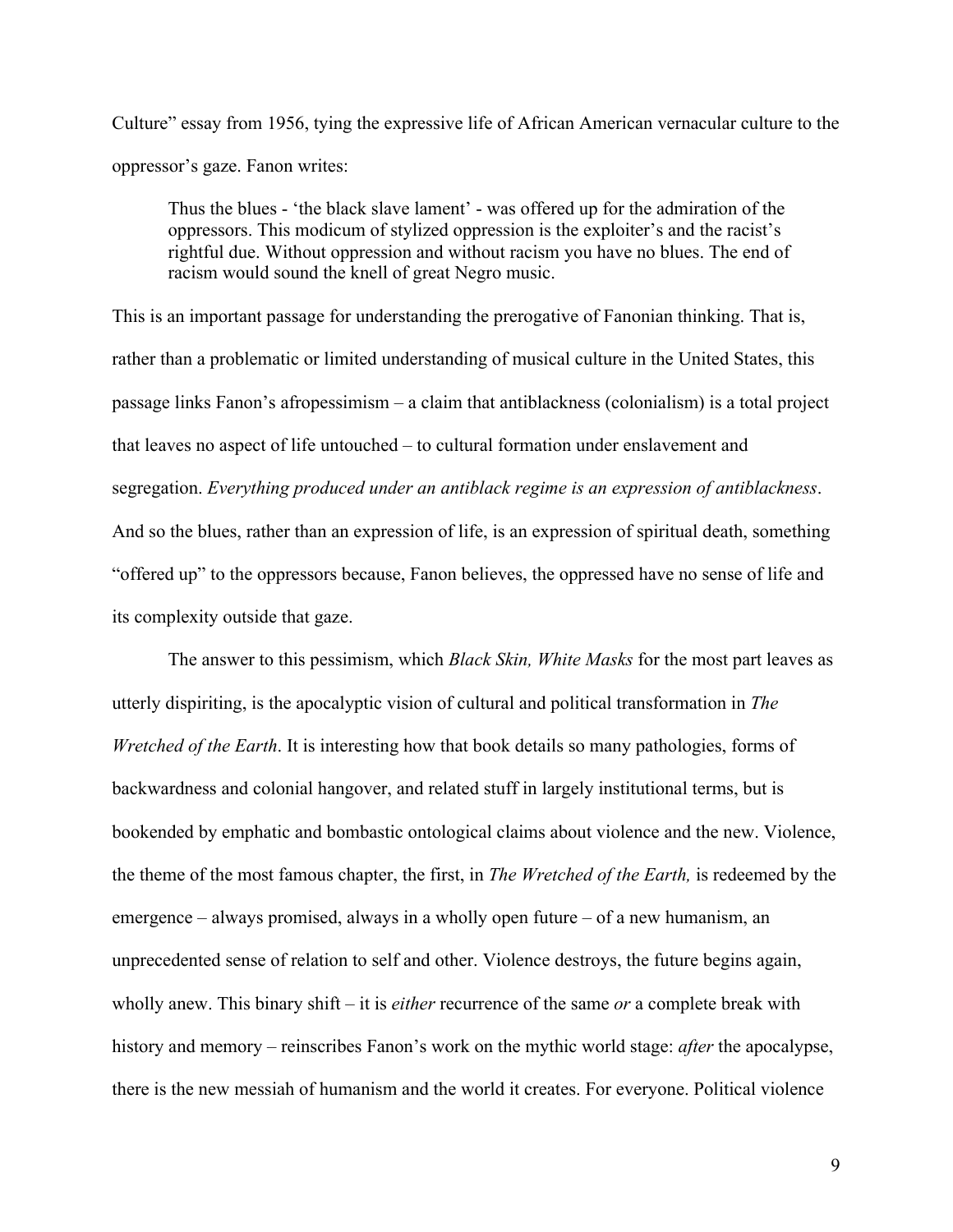Culture" essay from 1956, tying the expressive life of African American vernacular culture to the oppressor's gaze. Fanon writes:

> Thus the blues - 'the black slave lament' - was offered up for the admiration of the oppressors. This modicum of stylized oppression is the exploiter's and the racist's rightful due. Without oppression and without racism you have no blues. The end of racism would sound the knell of great Negro music.

This is an important passage for understanding the prerogative of Fanonian thinking. That is, rather than a problematic or limited understanding of musical culture in the United States, this passage links Fanon's afropessimism – a claim that antiblackness (colonialism) is a total project that leaves no aspect of life untouched – to cultural formation under enslavement and segregation. *Everything produced under an antiblack regime is an expression of antiblackness*. And so the blues, rather than an expression of life, is an expression of spiritual death, something "offered up" to the oppressors because, Fanon believes, the oppressed have no sense of life and its complexity outside that gaze.

The answer to this pessimism, which *Black Skin, White Masks* for the most part leaves as utterly dispiriting, is the apocalyptic vision of cultural and political transformation in *The Wretched of the Earth*. It is interesting how that book details so many pathologies, forms of backwardness and colonial hangover, and related stuff in largely institutional terms, but is bookended by emphatic and bombastic ontological claims about violence and the new. Violence, the theme of the most famous chapter, the first, in *The Wretched of the Earth,* is redeemed by the emergence – always promised, always in a wholly open future – of a new humanism, an unprecedented sense of relation to self and other. Violence destroys, the future begins again, wholly anew. This binary shift – it is *either* recurrence of the same *or* a complete break with history and memory – reinscribes Fanon's work on the mythic world stage: *after* the apocalypse, there is the new messiah of humanism and the world it creates. For everyone. Political violence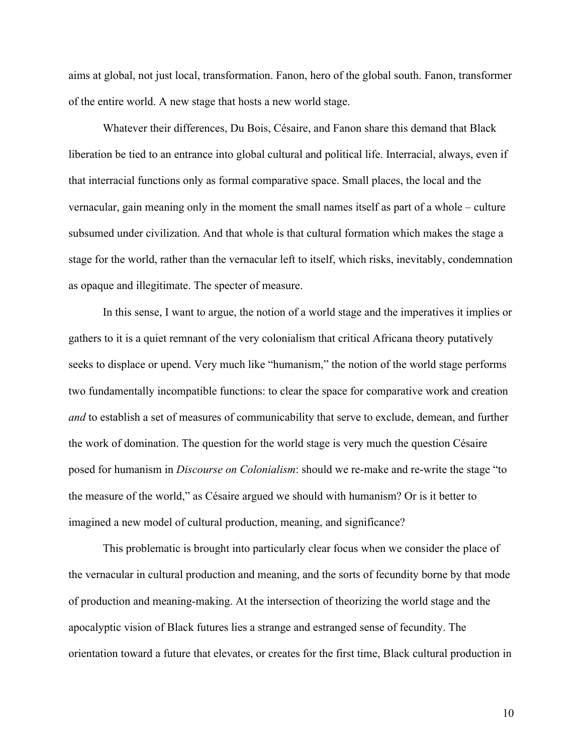aims at global, not just local, transformation. Fanon, hero of the global south. Fanon, transformer of the entire world. A new stage that hosts a new world stage.

Whatever their differences, Du Bois, Césaire, and Fanon share this demand that Black liberation be tied to an entrance into global cultural and political life. Interracial, always, even if that interracial functions only as formal comparative space. Small places, the local and the vernacular, gain meaning only in the moment the small names itself as part of a whole – culture subsumed under civilization. And that whole is that cultural formation which makes the stage a stage for the world, rather than the vernacular left to itself, which risks, inevitably, condemnation as opaque and illegitimate. The specter of measure.

In this sense, I want to argue, the notion of a world stage and the imperatives it implies or gathers to it is a quiet remnant of the very colonialism that critical Africana theory putatively seeks to displace or upend. Very much like "humanism," the notion of the world stage performs two fundamentally incompatible functions: to clear the space for comparative work and creation *and* to establish a set of measures of communicability that serve to exclude, demean, and further the work of domination. The question for the world stage is very much the question Césaire posed for humanism in *Discourse on Colonialism*: should we re-make and re-write the stage "to the measure of the world," as Césaire argued we should with humanism? Or is it better to imagined a new model of cultural production, meaning, and significance?

This problematic is brought into particularly clear focus when we consider the place of the vernacular in cultural production and meaning, and the sorts of fecundity borne by that mode of production and meaning-making. At the intersection of theorizing the world stage and the apocalyptic vision of Black futures lies a strange and estranged sense of fecundity. The orientation toward a future that elevates, or creates for the first time, Black cultural production in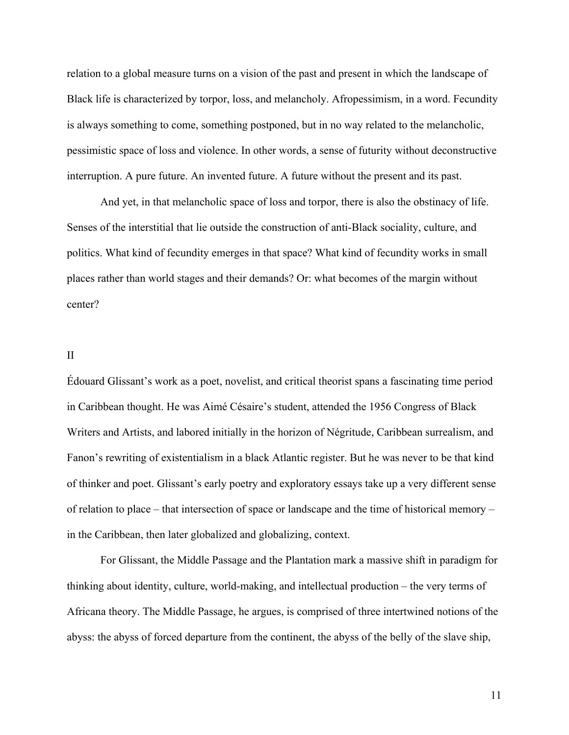relation to a global measure turns on a vision of the past and present in which the landscape of Black life is characterized by torpor, loss, and melancholy. Afropessimism, in a word. Fecundity is always something to come, something postponed, but in no way related to the melancholic, pessimistic space of loss and violence. In other words, a sense of futurity without deconstructive interruption. A pure future. An invented future. A future without the present and its past.

And yet, in that melancholic space of loss and torpor, there is also the obstinacy of life. Senses of the interstitial that lie outside the construction of anti-Black sociality, culture, and politics. What kind of fecundity emerges in that space? What kind of fecundity works in small places rather than world stages and their demands? Or: what becomes of the margin without center?

## II

Édouard Glissant's work as a poet, novelist, and critical theorist spans a fascinating time period in Caribbean thought. He was Aimé Césaire's student, attended the 1956 Congress of Black Writers and Artists, and labored initially in the horizon of Négritude, Caribbean surrealism, and Fanon's rewriting of existentialism in a black Atlantic register. But he was never to be that kind of thinker and poet. Glissant's early poetry and exploratory essays take up a very different sense of relation to place – that intersection of space or landscape and the time of historical memory – in the Caribbean, then later globalized and globalizing, context.

For Glissant, the Middle Passage and the Plantation mark a massive shift in paradigm for thinking about identity, culture, world-making, and intellectual production – the very terms of Africana theory. The Middle Passage, he argues, is comprised of three intertwined notions of the abyss: the abyss of forced departure from the continent, the abyss of the belly of the slave ship,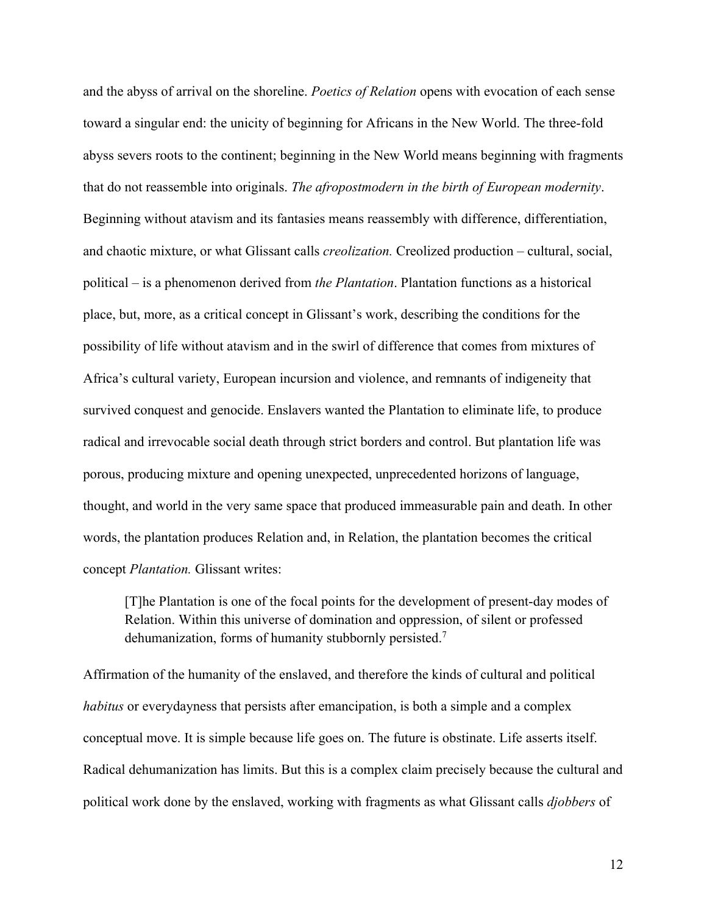and the abyss of arrival on the shoreline. *Poetics of Relation* opens with evocation of each sense toward a singular end: the unicity of beginning for Africans in the New World. The three-fold abyss severs roots to the continent; beginning in the New World means beginning with fragments that do not reassemble into originals. *The afropostmodern in the birth of European modernity*. Beginning without atavism and its fantasies means reassembly with difference, differentiation, and chaotic mixture, or what Glissant calls *creolization.* Creolized production – cultural, social, political – is a phenomenon derived from *the Plantation*. Plantation functions as a historical place, but, more, as a critical concept in Glissant's work, describing the conditions for the possibility of life without atavism and in the swirl of difference that comes from mixtures of Africa's cultural variety, European incursion and violence, and remnants of indigeneity that survived conquest and genocide. Enslavers wanted the Plantation to eliminate life, to produce radical and irrevocable social death through strict borders and control. But plantation life was porous, producing mixture and opening unexpected, unprecedented horizons of language, thought, and world in the very same space that produced immeasurable pain and death. In other words, the plantation produces Relation and, in Relation, the plantation becomes the critical concept *Plantation.* Glissant writes:

> [T]he Plantation is one of the focal points for the development of present-day modes of Relation. Within this universe of domination and oppression, of silent or professed dehumanization, forms of humanity stubbornly persisted.[7]

Affirmation of the humanity of the enslaved, and therefore the kinds of cultural and political *habitus* or everydayness that persists after emancipation, is both a simple and a complex conceptual move. It is simple because life goes on. The future is obstinate. Life asserts itself. Radical dehumanization has limits. But this is a complex claim precisely because the cultural and political work done by the enslaved, working with fragments as what Glissant calls *djobbers* of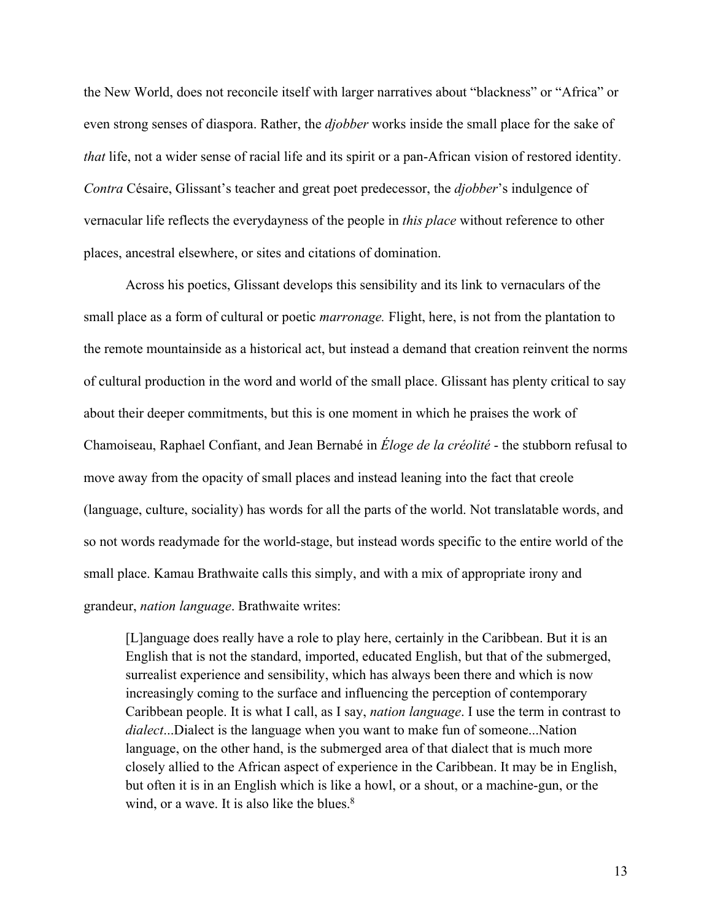the New World, does not reconcile itself with larger narratives about "blackness" or "Africa" or even strong senses of diaspora. Rather, the *djobber* works inside the small place for the sake of *that* life, not a wider sense of racial life and its spirit or a pan-African vision of restored identity. *Contra* Césaire, Glissant's teacher and great poet predecessor, the *djobber*'s indulgence of vernacular life reflects the everydayness of the people in *this place* without reference to other places, ancestral elsewhere, or sites and citations of domination.

Across his poetics, Glissant develops this sensibility and its link to vernaculars of the small place as a form of cultural or poetic *marronage.* Flight, here, is not from the plantation to the remote mountainside as a historical act, but instead a demand that creation reinvent the norms of cultural production in the word and world of the small place. Glissant has plenty critical to say about their deeper commitments, but this is one moment in which he praises the work of Chamoiseau, Raphael Confiant, and Jean Bernabé in *Éloge de la créolité* - the stubborn refusal to move away from the opacity of small places and instead leaning into the fact that creole (language, culture, sociality) has words for all the parts of the world. Not translatable words, and so not words readymade for the world-stage, but instead words specific to the entire world of the small place. Kamau Brathwaite calls this simply, and with a mix of appropriate irony and grandeur, *nation language*. Brathwaite writes:

> [L]anguage does really have a role to play here, certainly in the Caribbean. But it is an English that is not the standard, imported, educated English, but that of the submerged, surrealist experience and sensibility, which has always been there and which is now increasingly coming to the surface and influencing the perception of contemporary Caribbean people. It is what I call, as I say, *nation language*. I use the term in contrast to *dialect*...Dialect is the language when you want to make fun of someone...Nation language, on the other hand, is the submerged area of that dialect that is much more closely allied to the African aspect of experience in the Caribbean. It may be in English, but often it is in an English which is like a howl, or a shout, or a machine-gun, or the wind, or a wave. It is also like the blues.[8]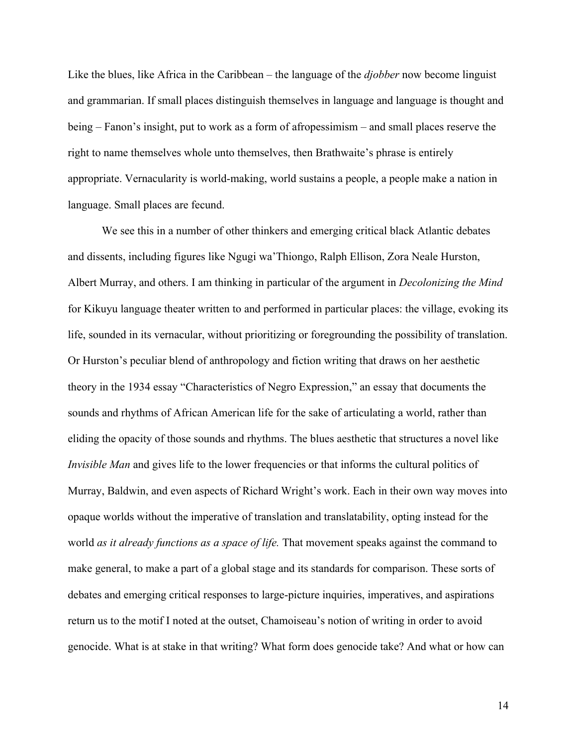Like the blues, like Africa in the Caribbean – the language of the *djobber* now become linguist and grammarian. If small places distinguish themselves in language and language is thought and being – Fanon's insight, put to work as a form of afropessimism – and small places reserve the right to name themselves whole unto themselves, then Brathwaite's phrase is entirely appropriate. Vernacularity is world-making, world sustains a people, a people make a nation in language. Small places are fecund.

We see this in a number of other thinkers and emerging critical black Atlantic debates and dissents, including figures like Ngugi wa'Thiongo, Ralph Ellison, Zora Neale Hurston, Albert Murray, and others. I am thinking in particular of the argument in *Decolonizing the Mind* for Kikuyu language theater written to and performed in particular places: the village, evoking its life, sounded in its vernacular, without prioritizing or foregrounding the possibility of translation. Or Hurston's peculiar blend of anthropology and fiction writing that draws on her aesthetic theory in the 1934 essay "Characteristics of Negro Expression," an essay that documents the sounds and rhythms of African American life for the sake of articulating a world, rather than eliding the opacity of those sounds and rhythms. The blues aesthetic that structures a novel like *Invisible Man* and gives life to the lower frequencies or that informs the cultural politics of Murray, Baldwin, and even aspects of Richard Wright's work. Each in their own way moves into opaque worlds without the imperative of translation and translatability, opting instead for the world *as it already functions as a space of life.* That movement speaks against the command to make general, to make a part of a global stage and its standards for comparison. These sorts of debates and emerging critical responses to large-picture inquiries, imperatives, and aspirations return us to the motif I noted at the outset, Chamoiseau's notion of writing in order to avoid genocide. What is at stake in that writing? What form does genocide take? And what or how can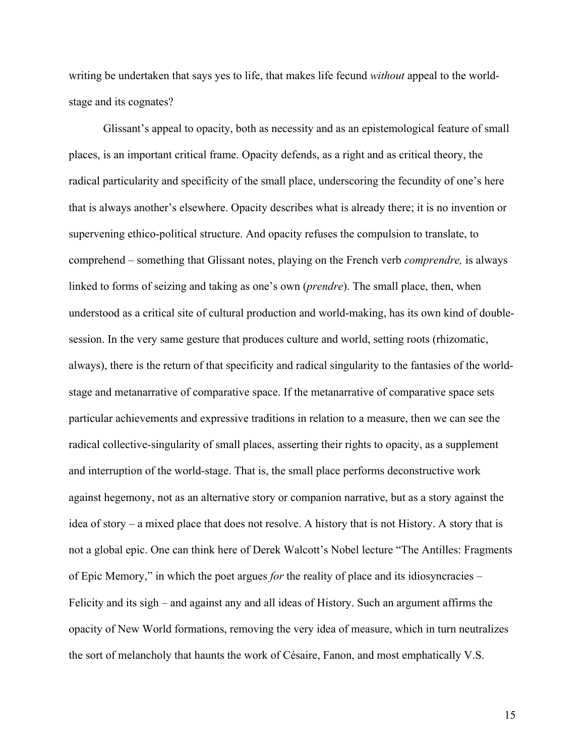writing be undertaken that says yes to life, that makes life fecund *without* appeal to the world-stage and its cognates?

Glissant's appeal to opacity, both as necessity and as an epistemological feature of small places, is an important critical frame. Opacity defends, as a right and as critical theory, the radical particularity and specificity of the small place, underscoring the fecundity of one's here that is always another's elsewhere. Opacity describes what is already there; it is no invention or supervening ethico-political structure. And opacity refuses the compulsion to translate, to comprehend – something that Glissant notes, playing on the French verb *comprendre,* is always linked to forms of seizing and taking as one's own (*prendre*). The small place, then, when understood as a critical site of cultural production and world-making, has its own kind of double-session. In the very same gesture that produces culture and world, setting roots (rhizomatic, always), there is the return of that specificity and radical singularity to the fantasies of the world-stage and metanarrative of comparative space. If the metanarrative of comparative space sets particular achievements and expressive traditions in relation to a measure, then we can see the radical collective-singularity of small places, asserting their rights to opacity, as a supplement and interruption of the world-stage. That is, the small place performs deconstructive work against hegemony, not as an alternative story or companion narrative, but as a story against the idea of story – a mixed place that does not resolve. A history that is not History. A story that is not a global epic. One can think here of Derek Walcott's Nobel lecture "The Antilles: Fragments of Epic Memory," in which the poet argues *for* the reality of place and its idiosyncracies – Felicity and its sigh – and against any and all ideas of History. Such an argument affirms the opacity of New World formations, removing the very idea of measure, which in turn neutralizes the sort of melancholy that haunts the work of Césaire, Fanon, and most emphatically V.S.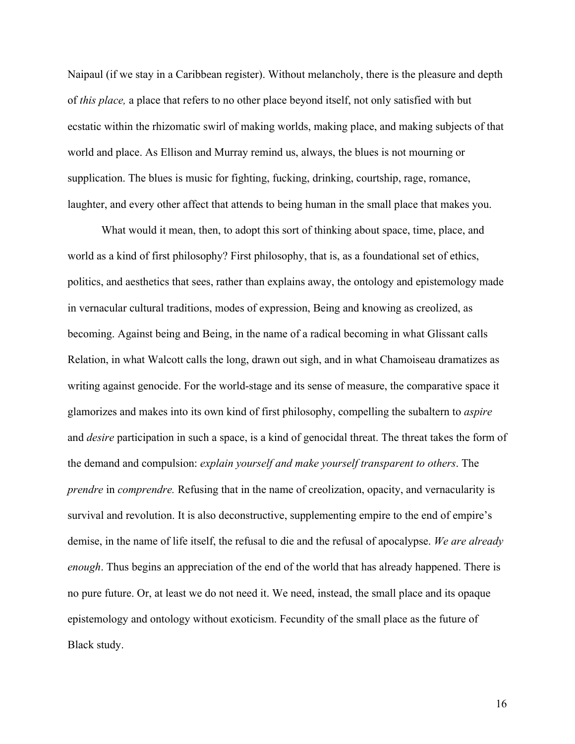Naipaul (if we stay in a Caribbean register). Without melancholy, there is the pleasure and depth of *this place,* a place that refers to no other place beyond itself, not only satisfied with but ecstatic within the rhizomatic swirl of making worlds, making place, and making subjects of that world and place. As Ellison and Murray remind us, always, the blues is not mourning or supplication. The blues is music for fighting, fucking, drinking, courtship, rage, romance, laughter, and every other affect that attends to being human in the small place that makes you.

What would it mean, then, to adopt this sort of thinking about space, time, place, and world as a kind of first philosophy? First philosophy, that is, as a foundational set of ethics, politics, and aesthetics that sees, rather than explains away, the ontology and epistemology made in vernacular cultural traditions, modes of expression, Being and knowing as creolized, as becoming. Against being and Being, in the name of a radical becoming in what Glissant calls Relation, in what Walcott calls the long, drawn out sigh, and in what Chamoiseau dramatizes as writing against genocide. For the world-stage and its sense of measure, the comparative space it glamorizes and makes into its own kind of first philosophy, compelling the subaltern to *aspire* and *desire* participation in such a space, is a kind of genocidal threat. The threat takes the form of the demand and compulsion: *explain yourself and make yourself transparent to others*. The *prendre* in *comprendre.* Refusing that in the name of creolization, opacity, and vernacularity is survival and revolution. It is also deconstructive, supplementing empire to the end of empire's demise, in the name of life itself, the refusal to die and the refusal of apocalypse. *We are already enough*. Thus begins an appreciation of the end of the world that has already happened. There is no pure future. Or, at least we do not need it. We need, instead, the small place and its opaque epistemology and ontology without exoticism. Fecundity of the small place as the future of Black study.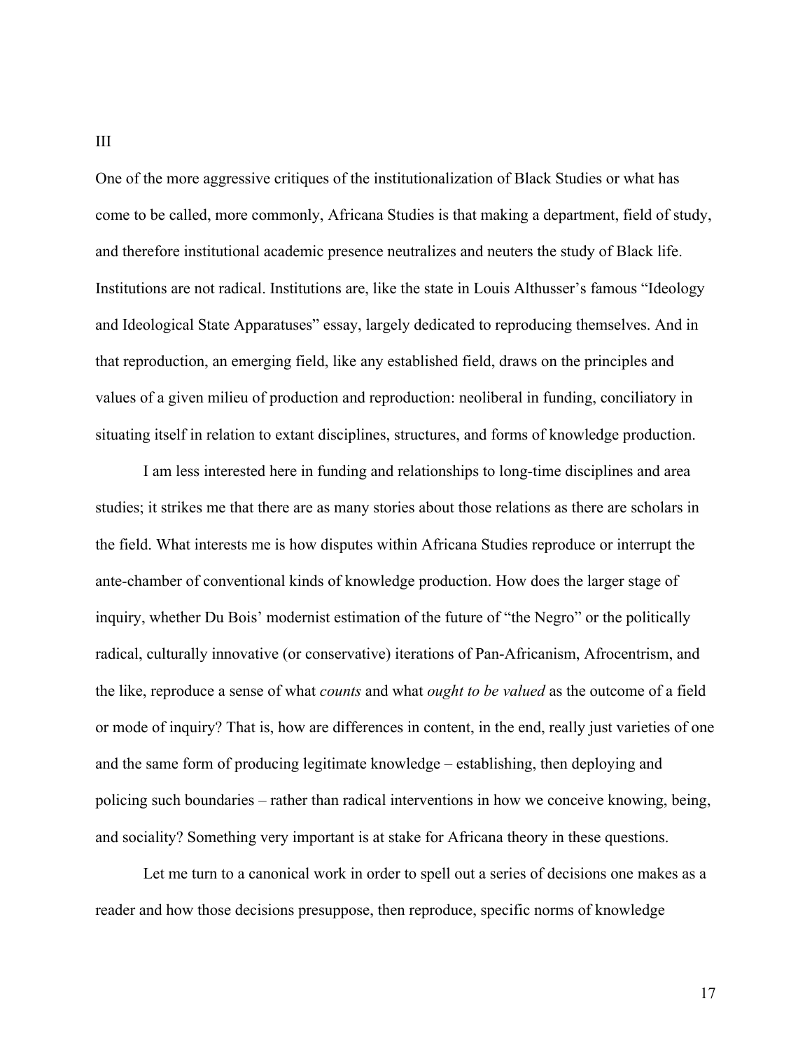## III

One of the more aggressive critiques of the institutionalization of Black Studies or what has come to be called, more commonly, Africana Studies is that making a department, field of study, and therefore institutional academic presence neutralizes and neuters the study of Black life. Institutions are not radical. Institutions are, like the state in Louis Althusser's famous "Ideology and Ideological State Apparatuses" essay, largely dedicated to reproducing themselves. And in that reproduction, an emerging field, like any established field, draws on the principles and values of a given milieu of production and reproduction: neoliberal in funding, conciliatory in situating itself in relation to extant disciplines, structures, and forms of knowledge production.

I am less interested here in funding and relationships to long-time disciplines and area studies; it strikes me that there are as many stories about those relations as there are scholars in the field. What interests me is how disputes within Africana Studies reproduce or interrupt the ante-chamber of conventional kinds of knowledge production. How does the larger stage of inquiry, whether Du Bois' modernist estimation of the future of "the Negro" or the politically radical, culturally innovative (or conservative) iterations of Pan-Africanism, Afrocentrism, and the like, reproduce a sense of what *counts* and what *ought to be valued* as the outcome of a field or mode of inquiry? That is, how are differences in content, in the end, really just varieties of one and the same form of producing legitimate knowledge – establishing, then deploying and policing such boundaries – rather than radical interventions in how we conceive knowing, being, and sociality? Something very important is at stake for Africana theory in these questions.

Let me turn to a canonical work in order to spell out a series of decisions one makes as a reader and how those decisions presuppose, then reproduce, specific norms of knowledge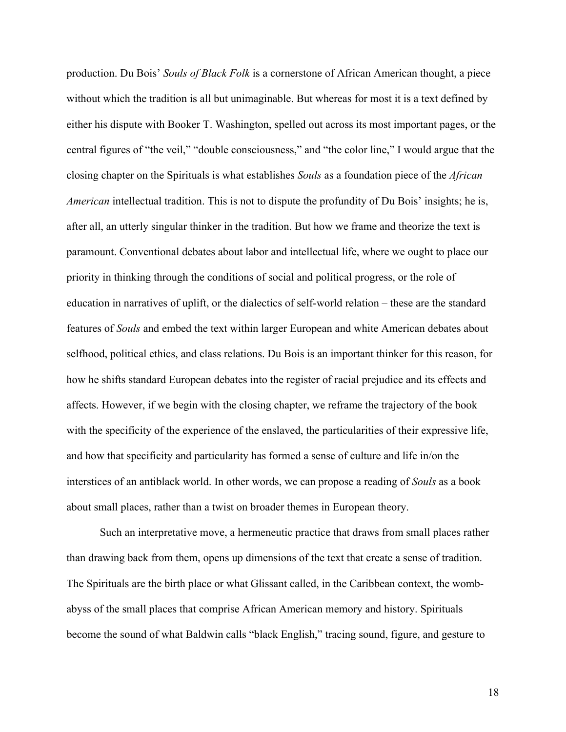production. Du Bois' *Souls of Black Folk* is a cornerstone of African American thought, a piece without which the tradition is all but unimaginable. But whereas for most it is a text defined by either his dispute with Booker T. Washington, spelled out across its most important pages, or the central figures of "the veil," "double consciousness," and "the color line," I would argue that the closing chapter on the Spirituals is what establishes *Souls* as a foundation piece of the *African American* intellectual tradition. This is not to dispute the profundity of Du Bois' insights; he is, after all, an utterly singular thinker in the tradition. But how we frame and theorize the text is paramount. Conventional debates about labor and intellectual life, where we ought to place our priority in thinking through the conditions of social and political progress, or the role of education in narratives of uplift, or the dialectics of self-world relation – these are the standard features of *Souls* and embed the text within larger European and white American debates about selfhood, political ethics, and class relations. Du Bois is an important thinker for this reason, for how he shifts standard European debates into the register of racial prejudice and its effects and affects. However, if we begin with the closing chapter, we reframe the trajectory of the book with the specificity of the experience of the enslaved, the particularities of their expressive life, and how that specificity and particularity has formed a sense of culture and life in/on the interstices of an antiblack world. In other words, we can propose a reading of *Souls* as a book about small places, rather than a twist on broader themes in European theory.

Such an interpretative move, a hermeneutic practice that draws from small places rather than drawing back from them, opens up dimensions of the text that create a sense of tradition. The Spirituals are the birth place or what Glissant called, in the Caribbean context, the womb-abyss of the small places that comprise African American memory and history. Spirituals become the sound of what Baldwin calls "black English," tracing sound, figure, and gesture to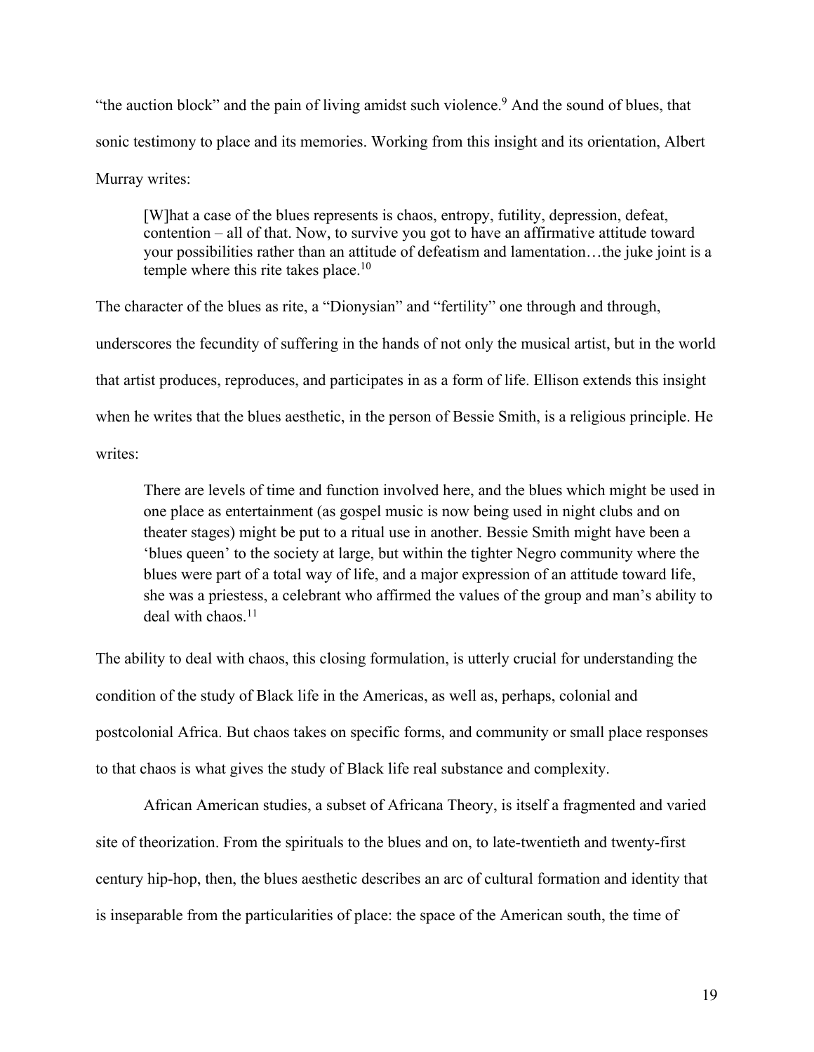"the auction block" and the pain of living amidst such violence.[9] And the sound of blues, that sonic testimony to place and its memories. Working from this insight and its orientation, Albert Murray writes:

> [W]hat a case of the blues represents is chaos, entropy, futility, depression, defeat, contention – all of that. Now, to survive you got to have an affirmative attitude toward your possibilities rather than an attitude of defeatism and lamentation…the juke joint is a temple where this rite takes place.[10]

The character of the blues as rite, a "Dionysian" and "fertility" one through and through, underscores the fecundity of suffering in the hands of not only the musical artist, but in the world that artist produces, reproduces, and participates in as a form of life. Ellison extends this insight when he writes that the blues aesthetic, in the person of Bessie Smith, is a religious principle. He writes:

> There are levels of time and function involved here, and the blues which might be used in one place as entertainment (as gospel music is now being used in night clubs and on theater stages) might be put to a ritual use in another. Bessie Smith might have been a 'blues queen' to the society at large, but within the tighter Negro community where the blues were part of a total way of life, and a major expression of an attitude toward life, she was a priestess, a celebrant who affirmed the values of the group and man's ability to deal with chaos.[11]

The ability to deal with chaos, this closing formulation, is utterly crucial for understanding the condition of the study of Black life in the Americas, as well as, perhaps, colonial and postcolonial Africa. But chaos takes on specific forms, and community or small place responses to that chaos is what gives the study of Black life real substance and complexity.

African American studies, a subset of Africana Theory, is itself a fragmented and varied site of theorization. From the spirituals to the blues and on, to late-twentieth and twenty-first century hip-hop, then, the blues aesthetic describes an arc of cultural formation and identity that is inseparable from the particularities of place: the space of the American south, the time of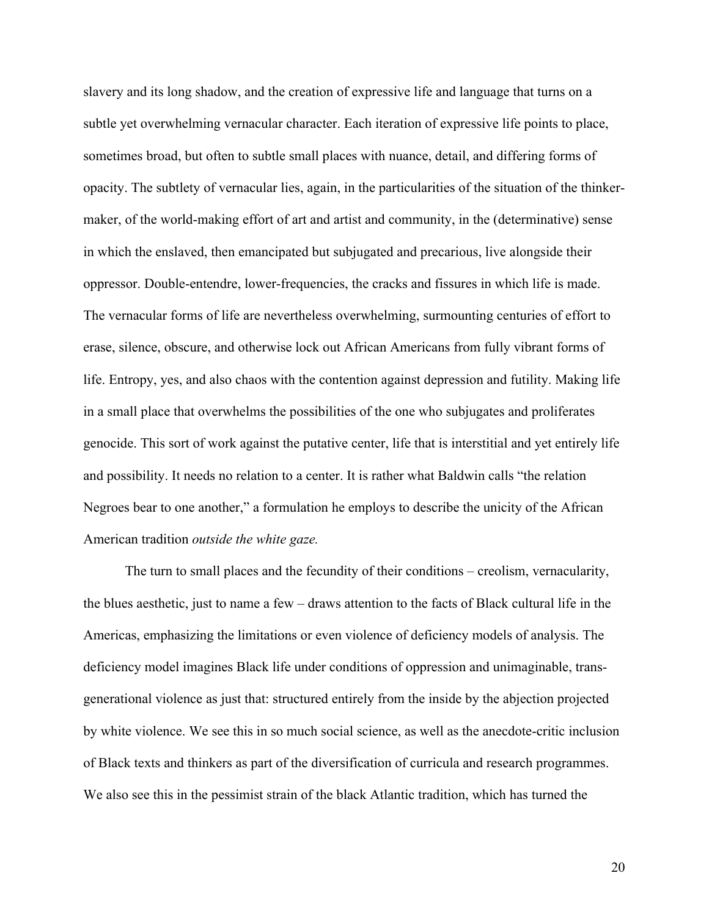slavery and its long shadow, and the creation of expressive life and language that turns on a subtle yet overwhelming vernacular character. Each iteration of expressive life points to place, sometimes broad, but often to subtle small places with nuance, detail, and differing forms of opacity. The subtlety of vernacular lies, again, in the particularities of the situation of the thinker-maker, of the world-making effort of art and artist and community, in the (determinative) sense in which the enslaved, then emancipated but subjugated and precarious, live alongside their oppressor. Double-entendre, lower-frequencies, the cracks and fissures in which life is made. The vernacular forms of life are nevertheless overwhelming, surmounting centuries of effort to erase, silence, obscure, and otherwise lock out African Americans from fully vibrant forms of life. Entropy, yes, and also chaos with the contention against depression and futility. Making life in a small place that overwhelms the possibilities of the one who subjugates and proliferates genocide. This sort of work against the putative center, life that is interstitial and yet entirely life and possibility. It needs no relation to a center. It is rather what Baldwin calls "the relation Negroes bear to one another," a formulation he employs to describe the unicity of the African American tradition *outside the white gaze.*

The turn to small places and the fecundity of their conditions – creolism, vernacularity, the blues aesthetic, just to name a few – draws attention to the facts of Black cultural life in the Americas, emphasizing the limitations or even violence of deficiency models of analysis. The deficiency model imagines Black life under conditions of oppression and unimaginable, trans-generational violence as just that: structured entirely from the inside by the abjection projected by white violence. We see this in so much social science, as well as the anecdote-critic inclusion of Black texts and thinkers as part of the diversification of curricula and research programmes. We also see this in the pessimist strain of the black Atlantic tradition, which has turned the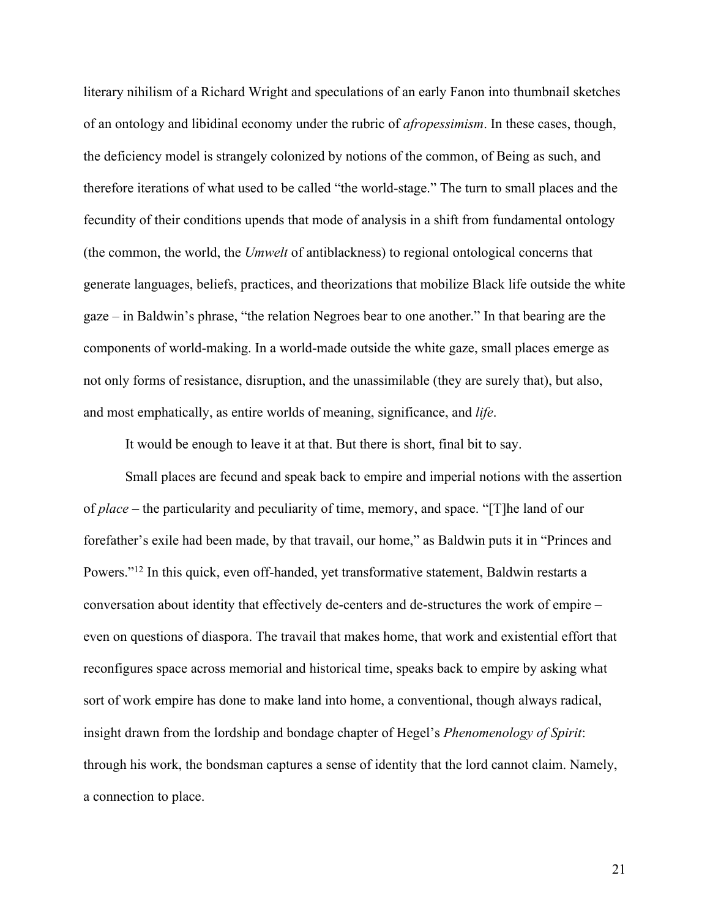literary nihilism of a Richard Wright and speculations of an early Fanon into thumbnail sketches of an ontology and libidinal economy under the rubric of *afropessimism*. In these cases, though, the deficiency model is strangely colonized by notions of the common, of Being as such, and therefore iterations of what used to be called "the world-stage." The turn to small places and the fecundity of their conditions upends that mode of analysis in a shift from fundamental ontology (the common, the world, the *Umwelt* of antiblackness) to regional ontological concerns that generate languages, beliefs, practices, and theorizations that mobilize Black life outside the white gaze – in Baldwin's phrase, "the relation Negroes bear to one another." In that bearing are the components of world-making. In a world-made outside the white gaze, small places emerge as not only forms of resistance, disruption, and the unassimilable (they are surely that), but also, and most emphatically, as entire worlds of meaning, significance, and *life*.

It would be enough to leave it at that. But there is short, final bit to say.

Small places are fecund and speak back to empire and imperial notions with the assertion of *place* – the particularity and peculiarity of time, memory, and space. "[T]he land of our forefather's exile had been made, by that travail, our home," as Baldwin puts it in "Princes and Powers."[12] In this quick, even off-handed, yet transformative statement, Baldwin restarts a conversation about identity that effectively de-centers and de-structures the work of empire – even on questions of diaspora. The travail that makes home, that work and existential effort that reconfigures space across memorial and historical time, speaks back to empire by asking what sort of work empire has done to make land into home, a conventional, though always radical, insight drawn from the lordship and bondage chapter of Hegel's *Phenomenology of Spirit*: through his work, the bondsman captures a sense of identity that the lord cannot claim. Namely, a connection to place.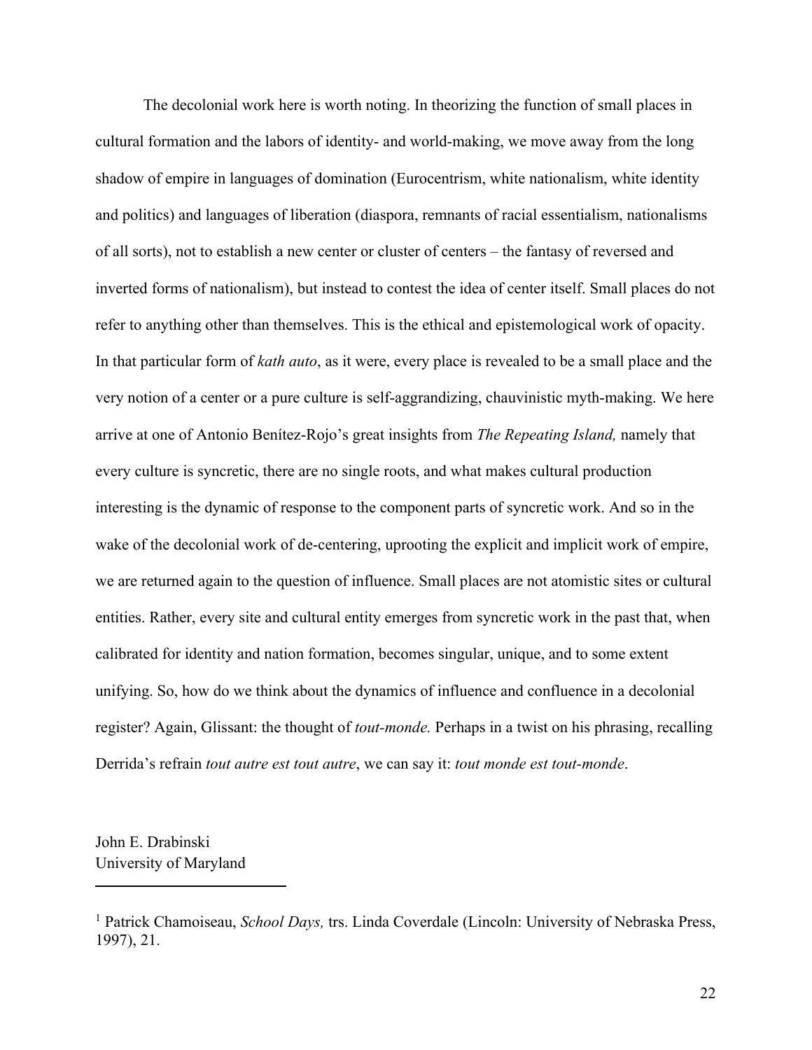The decolonial work here is worth noting. In theorizing the function of small places in cultural formation and the labors of identity- and world-making, we move away from the long shadow of empire in languages of domination (Eurocentrism, white nationalism, white identity and politics) and languages of liberation (diaspora, remnants of racial essentialism, nationalisms of all sorts), not to establish a new center or cluster of centers – the fantasy of reversed and inverted forms of nationalism), but instead to contest the idea of center itself. Small places do not refer to anything other than themselves. This is the ethical and epistemological work of opacity. In that particular form of *kath auto*, as it were, every place is revealed to be a small place and the very notion of a center or a pure culture is self-aggrandizing, chauvinistic myth-making. We here arrive at one of Antonio Benítez-Rojo's great insights from *The Repeating Island,* namely that every culture is syncretic, there are no single roots, and what makes cultural production interesting is the dynamic of response to the component parts of syncretic work. And so in the wake of the decolonial work of de-centering, uprooting the explicit and implicit work of empire, we are returned again to the question of influence. Small places are not atomistic sites or cultural entities. Rather, every site and cultural entity emerges from syncretic work in the past that, when calibrated for identity and nation formation, becomes singular, unique, and to some extent unifying. So, how do we think about the dynamics of influence and confluence in a decolonial register? Again, Glissant: the thought of *tout-monde.* Perhaps in a twist on his phrasing, recalling Derrida's refrain *tout autre est tout autre*, we can say it: *tout monde est tout-monde*.

John E. Drabinski
University of Maryland

---

[1] Patrick Chamoiseau, *School Days,* trs. Linda Coverdale (Lincoln: University of Nebraska Press, 1997), 21.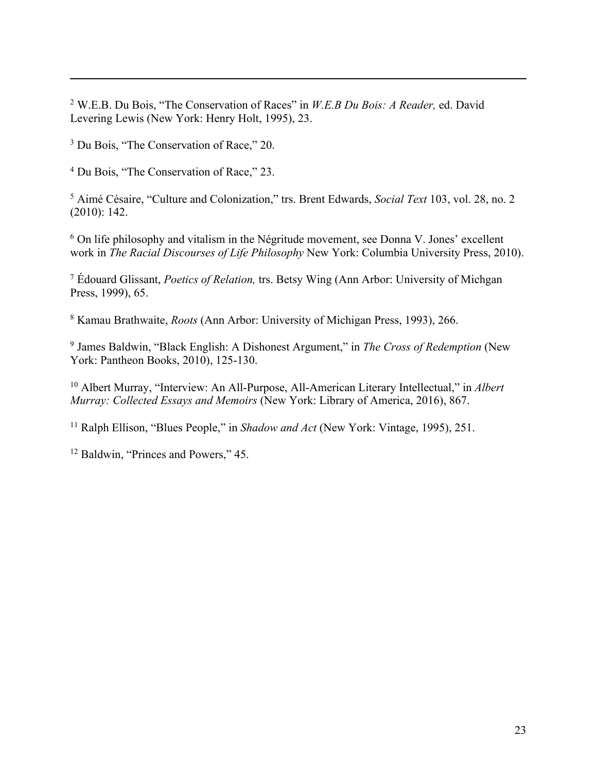[2] W.E.B. Du Bois, "The Conservation of Races" in *W.E.B Du Bois: A Reader,* ed. David Levering Lewis (New York: Henry Holt, 1995), 23.

[3] Du Bois, "The Conservation of Race," 20.

[4] Du Bois, "The Conservation of Race," 23.

[5] Aimé Césaire, "Culture and Colonization," trs. Brent Edwards, *Social Text* 103, vol. 28, no. 2 (2010): 142.

[6] On life philosophy and vitalism in the Négritude movement, see Donna V. Jones' excellent work in *The Racial Discourses of Life Philosophy* New York: Columbia University Press, 2010).

[7] Édouard Glissant, *Poetics of Relation,* trs. Betsy Wing (Ann Arbor: University of Michgan Press, 1999), 65.

[8] Kamau Brathwaite, *Roots* (Ann Arbor: University of Michigan Press, 1993), 266.

[9] James Baldwin, "Black English: A Dishonest Argument," in *The Cross of Redemption* (New York: Pantheon Books, 2010), 125-130.

[10] Albert Murray, "Interview: An All-Purpose, All-American Literary Intellectual," in *Albert Murray: Collected Essays and Memoirs* (New York: Library of America, 2016), 867.

[11] Ralph Ellison, "Blues People," in *Shadow and Act* (New York: Vintage, 1995), 251.

[12] Baldwin, "Princes and Powers," 45.